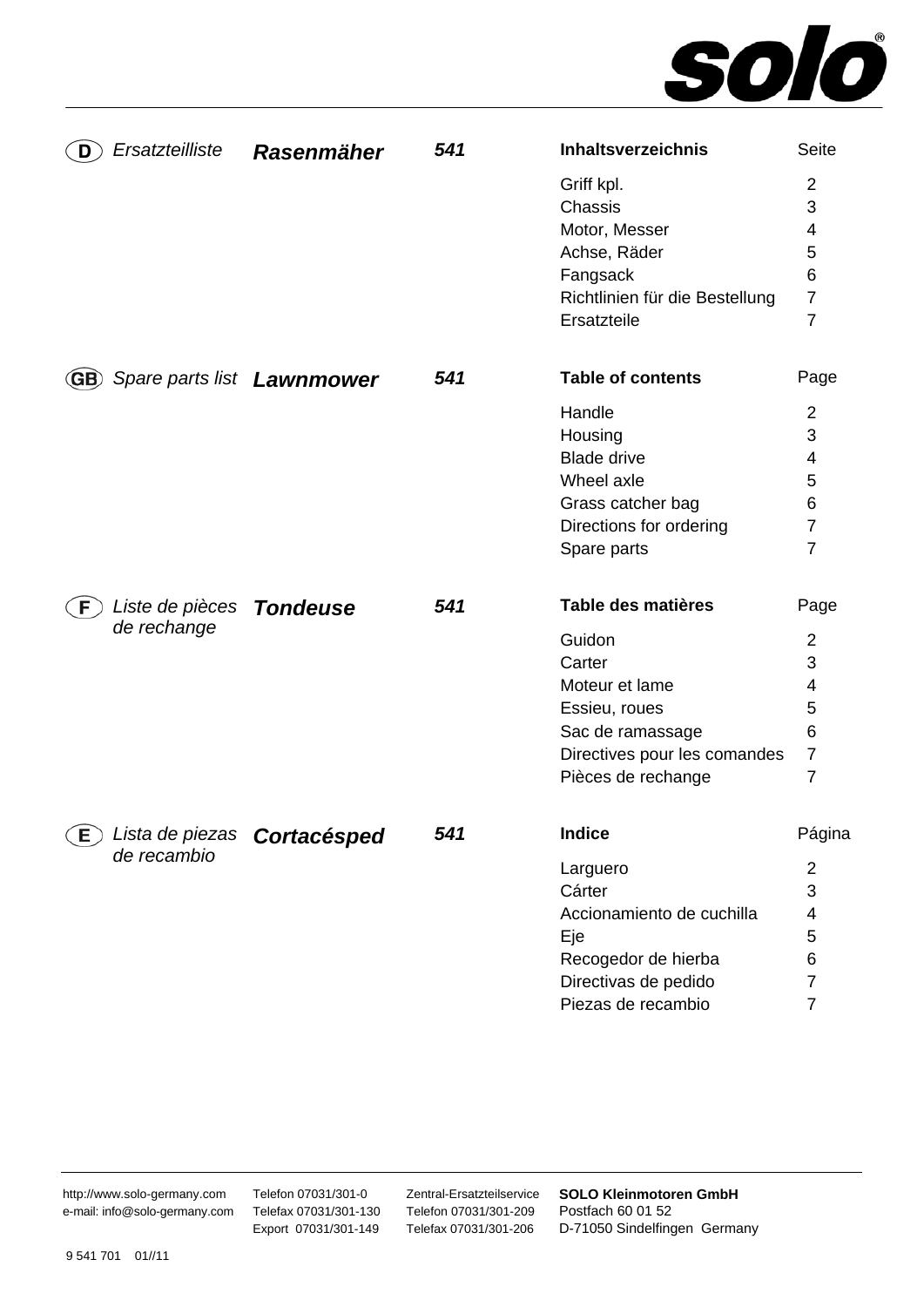solo®

| | | | | |
|---|---|---|---|---|
| **D** *Ersatzteilliste* | ***Rasenmäher*** | ***541*** | **Inhaltsverzeichnis** | Seite |
| | | | Griff kpl. | 2 |
| | | | Chassis | 3 |
| | | | Motor, Messer | 4 |
| | | | Achse, Räder | 5 |
| | | | Fangsack | 6 |
| | | | Richtlinien für die Bestellung | 7 |
| | | | Ersatzteile | 7 |

| | | | | |
|---|---|---|---|---|
| **GB** *Spare parts list* | ***Lawnmower*** | ***541*** | **Table of contents** | Page |
| | | | Handle | 2 |
| | | | Housing | 3 |
| | | | Blade drive | 4 |
| | | | Wheel axle | 5 |
| | | | Grass catcher bag | 6 |
| | | | Directions for ordering | 7 |
| | | | Spare parts | 7 |

| | | | | |
|---|---|---|---|---|
| **F** *Liste de pièces de rechange* | ***Tondeuse*** | ***541*** | **Table des matières** | Page |
| | | | Guidon | 2 |
| | | | Carter | 3 |
| | | | Moteur et lame | 4 |
| | | | Essieu, roues | 5 |
| | | | Sac de ramassage | 6 |
| | | | Directives pour les comandes | 7 |
| | | | Pièces de rechange | 7 |

| | | | | |
|---|---|---|---|---|
| **E** *Lista de piezas de recambio* | ***Cortacésped*** | ***541*** | **Indice** | Página |
| | | | Larguero | 2 |
| | | | Cárter | 3 |
| | | | Accionamiento de cuchilla | 4 |
| | | | Eje | 5 |
| | | | Recogedor de hierba | 6 |
| | | | Directivas de pedido | 7 |
| | | | Piezas de recambio | 7 |

http://www.solo-germany.com
e-mail: info@solo-germany.com

Telefon 07031/301-0
Telefax 07031/301-130
Export 07031/301-149

Zentral-Ersatzteilservice
Telefon 07031/301-209
Telefax 07031/301-206

**SOLO Kleinmotoren GmbH**
Postfach 60 01 52
D-71050 Sindelfingen Germany

9 541 701 01//11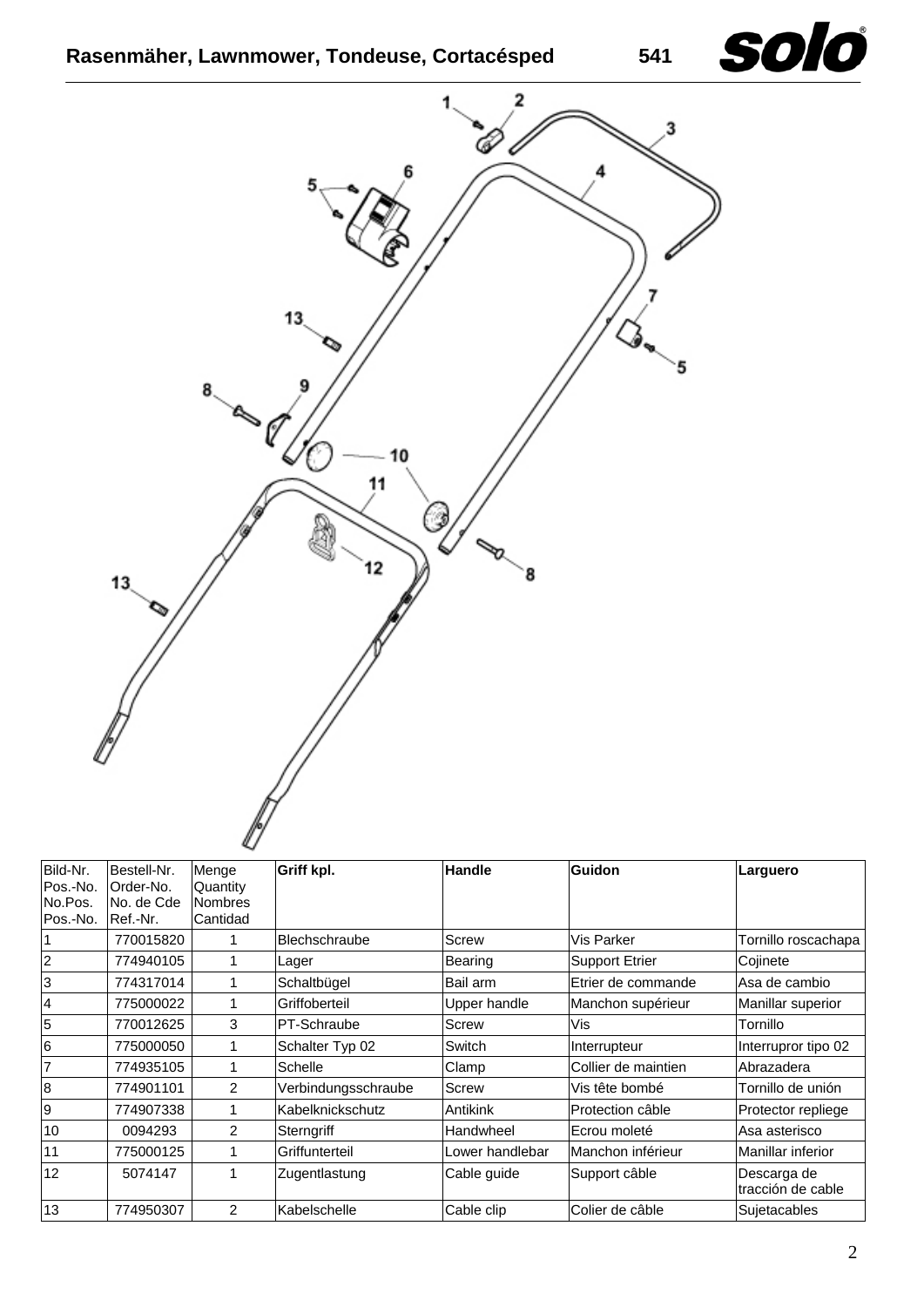# Rasenmäher, Lawnmower, Tondeuse, Cortacésped 541

1
2
3
4
5
6
7
5
13
8
9
10
11
12
13
8

| Bild-Nr. Pos.-No. No.Pos. Pos.-No. | Bestell-Nr. Order-No. No. de Cde Ref.-Nr. | Menge Quantity Nombres Cantidad | **Griff kpl.** | **Handle** | **Guidon** | **Larguero** |
|---|---|---|---|---|---|---|
| 1 | 770015820 | 1 | Blechschraube | Screw | Vis Parker | Tornillo roscachapa |
| 2 | 774940105 | 1 | Lager | Bearing | Support Etrier | Cojinete |
| 3 | 774317014 | 1 | Schaltbügel | Bail arm | Etrier de commande | Asa de cambio |
| 4 | 775000022 | 1 | Griffoberteil | Upper handle | Manchon supérieur | Manillar superior |
| 5 | 770012625 | 3 | PT-Schraube | Screw | Vis | Tornillo |
| 6 | 775000050 | 1 | Schalter Typ 02 | Switch | Interrupteur | Interrupror tipo 02 |
| 7 | 774935105 | 1 | Schelle | Clamp | Collier de maintien | Abrazadera |
| 8 | 774901101 | 2 | Verbindungsschraube | Screw | Vis tête bombé | Tornillo de unión |
| 9 | 774907338 | 1 | Kabelknickschutz | Antikink | Protection câble | Protector repliege |
| 10 | 0094293 | 2 | Sterngriff | Handwheel | Ecrou moleté | Asa asterisco |
| 11 | 775000125 | 1 | Griffunterteil | Lower handlebar | Manchon inférieur | Manillar inferior |
| 12 | 5074147 | 1 | Zugentlastung | Cable guide | Support câble | Descarga de tracción de cable |
| 13 | 774950307 | 2 | Kabelschelle | Cable clip | Colier de câble | Sujetacables |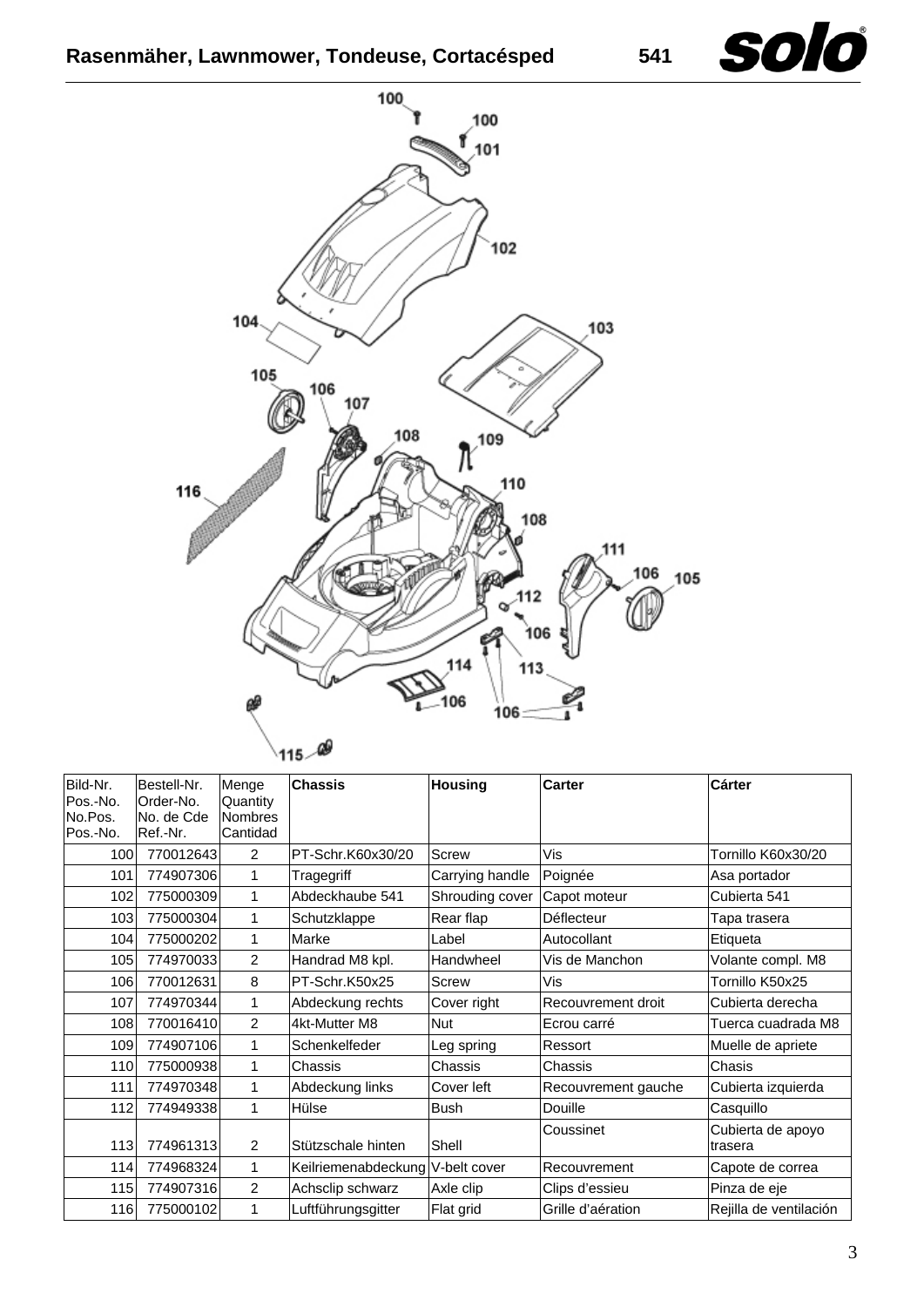# Rasenmäher, Lawnmower, Tondeuse, Cortacésped 541

100
100
101
102
103
104
105
106
107
108
109
110
108
111
106
105
112
106
116
114
113
106
106
115

| Bild-Nr. Pos.-No. No.Pos. Pos.-No. | Bestell-Nr. Order-No. No. de Cde Ref.-Nr. | Menge Quantity Nombres Cantidad | **Chassis** | **Housing** | **Carter** | **Cárter** |
|---|---|---|---|---|---|---|
| 100 | 770012643 | 2 | PT-Schr.K60x30/20 | Screw | Vis | Tornillo K60x30/20 |
| 101 | 774907306 | 1 | Tragegriff | Carrying handle | Poignée | Asa portador |
| 102 | 775000309 | 1 | Abdeckhaube 541 | Shrouding cover | Capot moteur | Cubierta 541 |
| 103 | 775000304 | 1 | Schutzklappe | Rear flap | Déflecteur | Tapa trasera |
| 104 | 775000202 | 1 | Marke | Label | Autocollant | Etiqueta |
| 105 | 774970033 | 2 | Handrad M8 kpl. | Handwheel | Vis de Manchon | Volante compl. M8 |
| 106 | 770012631 | 8 | PT-Schr.K50x25 | Screw | Vis | Tornillo K50x25 |
| 107 | 774970344 | 1 | Abdeckung rechts | Cover right | Recouvrement droit | Cubierta derecha |
| 108 | 770016410 | 2 | 4kt-Mutter M8 | Nut | Ecrou carré | Tuerca cuadrada M8 |
| 109 | 774907106 | 1 | Schenkelfeder | Leg spring | Ressort | Muelle de apriete |
| 110 | 775000938 | 1 | Chassis | Chassis | Chassis | Chasis |
| 111 | 774970348 | 1 | Abdeckung links | Cover left | Recouvrement gauche | Cubierta izquierda |
| 112 | 774949338 | 1 | Hülse | Bush | Douille | Casquillo |
| 113 | 774961313 | 2 | Stützschale hinten | Shell | Coussinet | Cubierta de apoyo trasera |
| 114 | 774968324 | 1 | Keilriemenabdeckung | V-belt cover | Recouvrement | Capote de correa |
| 115 | 774907316 | 2 | Achsclip schwarz | Axle clip | Clips d'essieu | Pinza de eje |
| 116 | 775000102 | 1 | Luftführungsgitter | Flat grid | Grille d'aération | Rejilla de ventilación |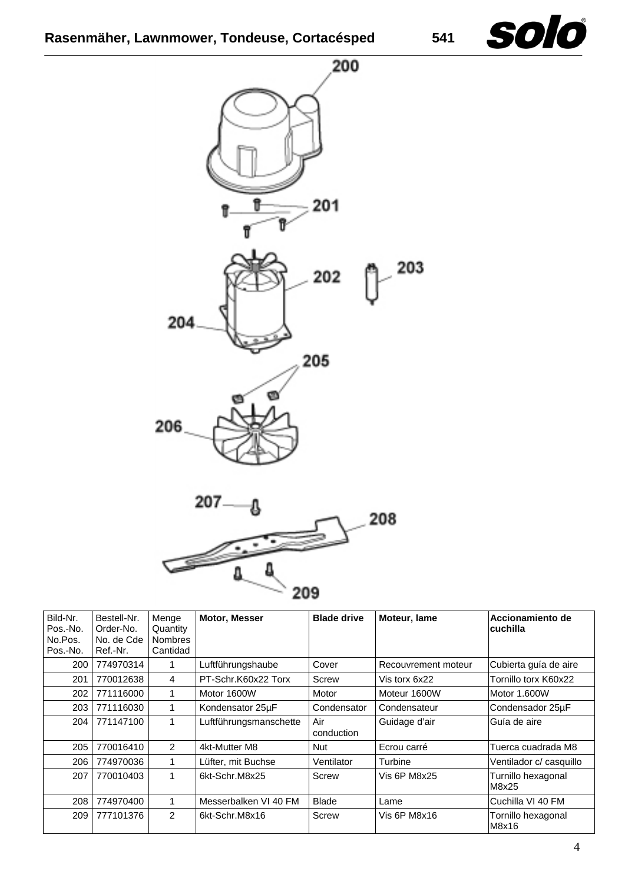# Rasenmäher, Lawnmower, Tondeuse, Cortacésped 541

200

201

202

203

204

205

206

207

208

209

| Bild-Nr. Pos.-No. No.Pos. Pos.-No. | Bestell-Nr. Order-No. No. de Cde Ref.-Nr. | Menge Quantity Nombres Cantidad | **Motor, Messer** | **Blade drive** | **Moteur, lame** | **Accionamiento de cuchilla** |
|---|---|---|---|---|---|---|
| 200 | 774970314 | 1 | Luftführungshaube | Cover | Recouvrement moteur | Cubierta guía de aire |
| 201 | 770012638 | 4 | PT-Schr.K60x22 Torx | Screw | Vis torx 6x22 | Tornillo torx K60x22 |
| 202 | 771116000 | 1 | Motor 1600W | Motor | Moteur 1600W | Motor 1.600W |
| 203 | 771116030 | 1 | Kondensator 25µF | Condensator | Condensateur | Condensador 25µF |
| 204 | 771147100 | 1 | Luftführungsmanschette | Air conduction | Guidage d'air | Guía de aire |
| 205 | 770016410 | 2 | 4kt-Mutter M8 | Nut | Ecrou carré | Tuerca cuadrada M8 |
| 206 | 774970036 | 1 | Lüfter, mit Buchse | Ventilator | Turbine | Ventilador c/ casquillo |
| 207 | 770010403 | 1 | 6kt-Schr.M8x25 | Screw | Vis 6P M8x25 | Turnillo hexagonal M8x25 |
| 208 | 774970400 | 1 | Messerbalken VI 40 FM | Blade | Lame | Cuchilla VI 40 FM |
| 209 | 777101376 | 2 | 6kt-Schr.M8x16 | Screw | Vis 6P M8x16 | Tornillo hexagonal M8x16 |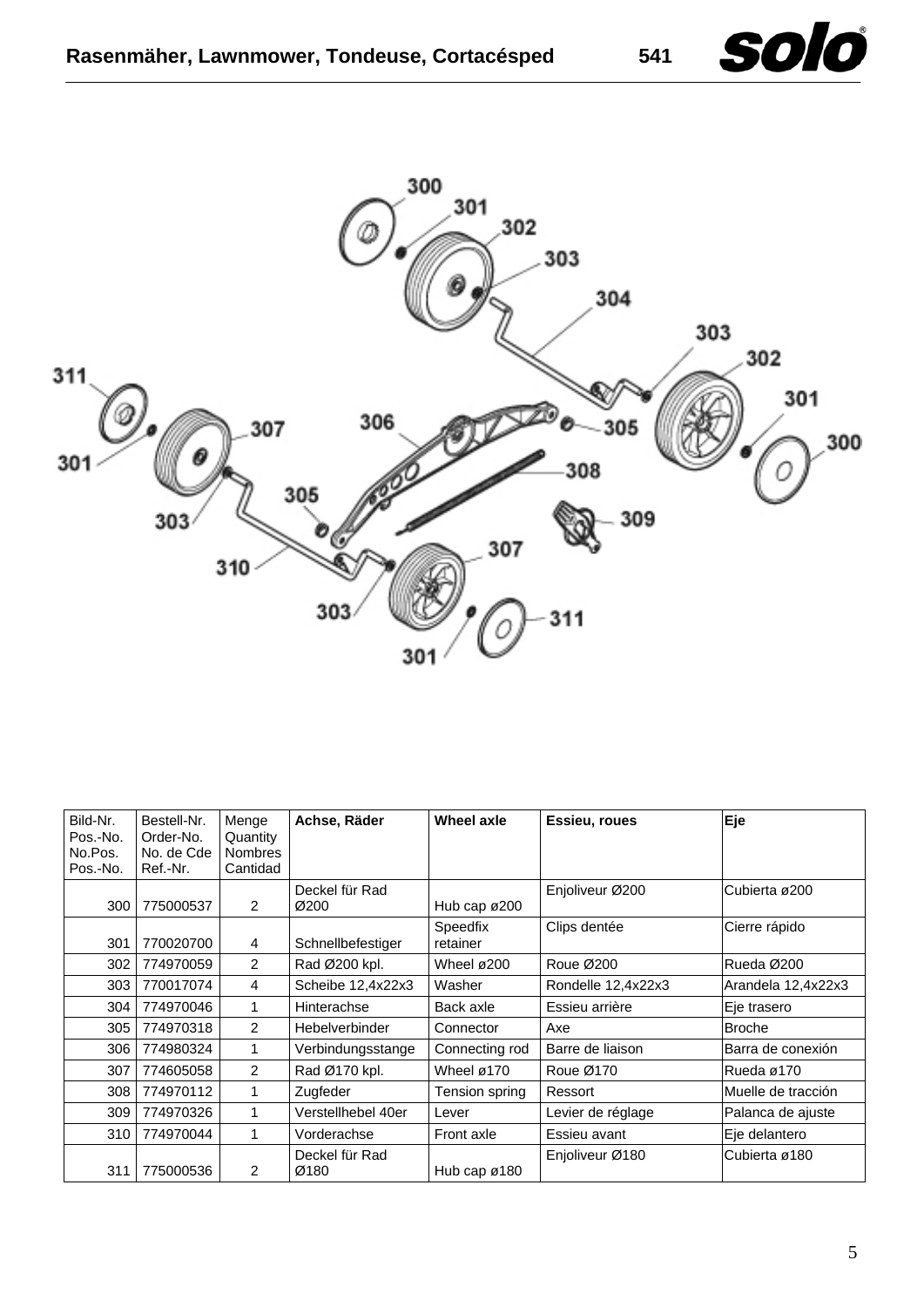# Rasenmäher, Lawnmower, Tondeuse, Cortacésped 541

300
301
302
303
304
303
302
301
300
311
307
306
305
301
308
305
309
303
307
310
303
311
301

| Bild-Nr. Pos.-No. No.Pos. Pos.-No. | Bestell-Nr. Order-No. No. de Cde Ref.-Nr. | Menge Quantity Nombres Cantidad | **Achse, Räder** | **Wheel axle** | **Essieu, roues** | **Eje** |
|---|---|---|---|---|---|---|
| 300 | 775000537 | 2 | Deckel für Rad Ø200 | Hub cap ø200 | Enjoliveur Ø200 | Cubierta ø200 |
| 301 | 770020700 | 4 | Schnellbefestiger | Speedfix retainer | Clips dentée | Cierre rápido |
| 302 | 774970059 | 2 | Rad Ø200 kpl. | Wheel ø200 | Roue Ø200 | Rueda Ø200 |
| 303 | 770017074 | 4 | Scheibe 12,4x22x3 | Washer | Rondelle 12,4x22x3 | Arandela 12,4x22x3 |
| 304 | 774970046 | 1 | Hinterachse | Back axle | Essieu arrière | Eje trasero |
| 305 | 774970318 | 2 | Hebelverbinder | Connector | Axe | Broche |
| 306 | 774980324 | 1 | Verbindungsstange | Connecting rod | Barre de liaison | Barra de conexión |
| 307 | 774605058 | 2 | Rad Ø170 kpl. | Wheel ø170 | Roue Ø170 | Rueda ø170 |
| 308 | 774970112 | 1 | Zugfeder | Tension spring | Ressort | Muelle de tracción |
| 309 | 774970326 | 1 | Verstellhebel 40er | Lever | Levier de réglage | Palanca de ajuste |
| 310 | 774970044 | 1 | Vorderachse | Front axle | Essieu avant | Eje delantero |
| 311 | 775000536 | 2 | Deckel für Rad Ø180 | Hub cap ø180 | Enjoliveur Ø180 | Cubierta ø180 |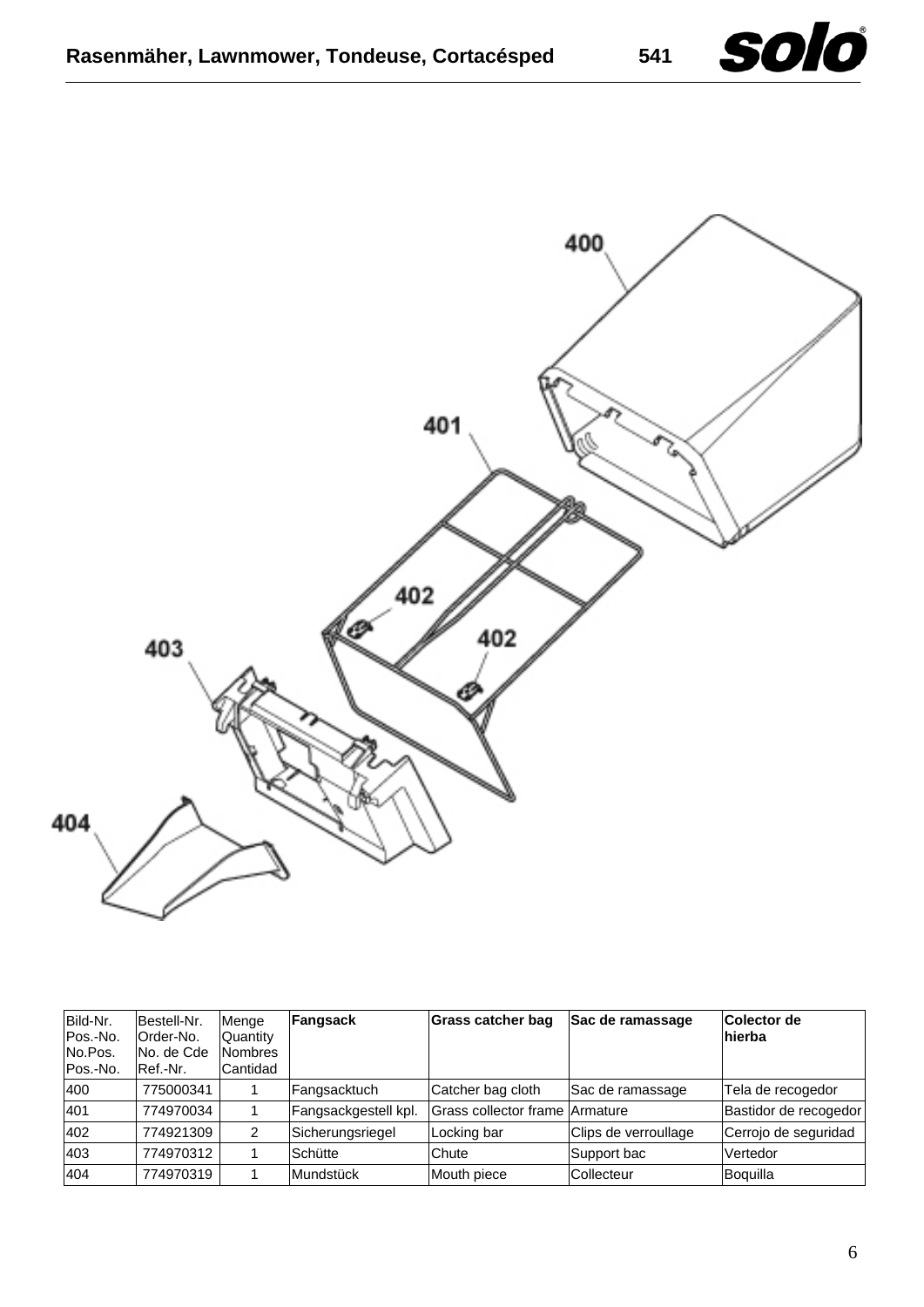400

401

402

402

403

404

| Bild-Nr.<br>Pos.-No.<br>No.Pos.<br>Pos.-No. | Bestell-Nr.<br>Order-No.<br>No. de Cde<br>Ref.-Nr. | Menge<br>Quantity<br>Nombres<br>Cantidad | **Fangsack** | **Grass catcher bag** | **Sac de ramassage** | **Colector de hierba** |
|---|---|---|---|---|---|---|
| 400 | 775000341 | 1 | Fangsacktuch | Catcher bag cloth | Sac de ramassage | Tela de recogedor |
| 401 | 774970034 | 1 | Fangsackgestell kpl. | Grass collector frame | Armature | Bastidor de recogedor |
| 402 | 774921309 | 2 | Sicherungsriegel | Locking bar | Clips de verroullage | Cerrojo de seguridad |
| 403 | 774970312 | 1 | Schütte | Chute | Support bac | Vertedor |
| 404 | 774970319 | 1 | Mundstück | Mouth piece | Collecteur | Boquilla |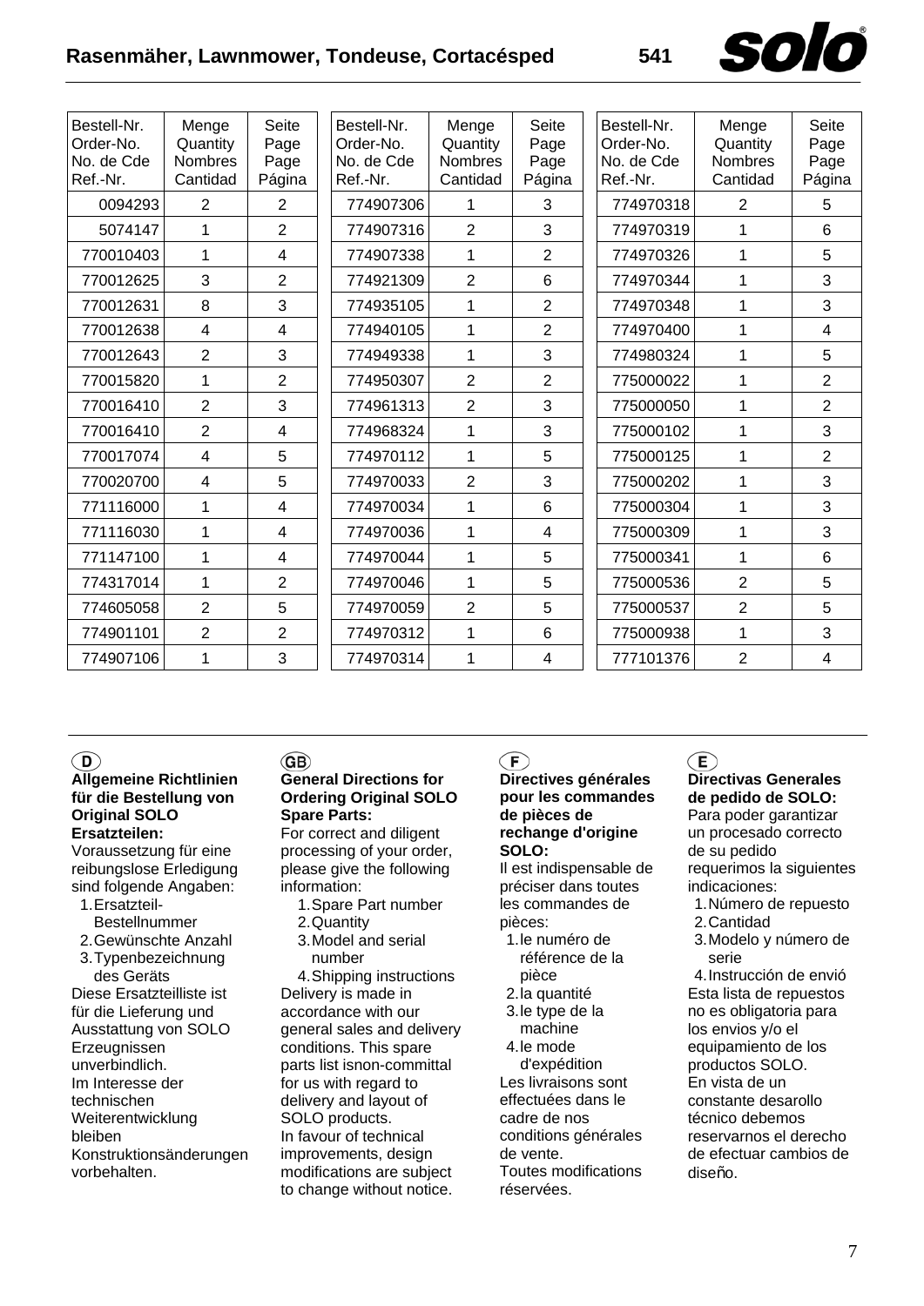| Bestell-Nr. Order-No. No. de Cde Ref.-Nr. | Menge Quantity Nombres Cantidad | Seite Page Page Página | Bestell-Nr. Order-No. No. de Cde Ref.-Nr. | Menge Quantity Nombres Cantidad | Seite Page Page Página | Bestell-Nr. Order-No. No. de Cde Ref.-Nr. | Menge Quantity Nombres Cantidad | Seite Page Page Página |
|---|---|---|---|---|---|---|---|---|
| 0094293 | 2 | 2 | 774907306 | 1 | 3 | 774970318 | 2 | 5 |
| 5074147 | 1 | 2 | 774907316 | 2 | 3 | 774970319 | 1 | 6 |
| 770010403 | 1 | 4 | 774907338 | 1 | 2 | 774970326 | 1 | 5 |
| 770012625 | 3 | 2 | 774921309 | 2 | 6 | 774970344 | 1 | 3 |
| 770012631 | 8 | 3 | 774935105 | 1 | 2 | 774970348 | 1 | 3 |
| 770012638 | 4 | 4 | 774940105 | 1 | 2 | 774970400 | 1 | 4 |
| 770012643 | 2 | 3 | 774949338 | 1 | 3 | 774980324 | 1 | 5 |
| 770015820 | 1 | 2 | 774950307 | 2 | 2 | 775000022 | 1 | 2 |
| 770016410 | 2 | 3 | 774961313 | 2 | 3 | 775000050 | 1 | 2 |
| 770016410 | 2 | 4 | 774968324 | 1 | 3 | 775000102 | 1 | 3 |
| 770017074 | 4 | 5 | 774970112 | 1 | 5 | 775000125 | 1 | 2 |
| 770020700 | 4 | 5 | 774970033 | 2 | 3 | 775000202 | 1 | 3 |
| 771116000 | 1 | 4 | 774970034 | 1 | 6 | 775000304 | 1 | 3 |
| 771116030 | 1 | 4 | 774970036 | 1 | 4 | 775000309 | 1 | 3 |
| 771147100 | 1 | 4 | 774970044 | 1 | 5 | 775000341 | 1 | 6 |
| 774317014 | 1 | 2 | 774970046 | 1 | 5 | 775000536 | 2 | 5 |
| 774605058 | 2 | 5 | 774970059 | 2 | 5 | 775000537 | 2 | 5 |
| 774901101 | 2 | 2 | 774970312 | 1 | 6 | 775000938 | 1 | 3 |
| 774907106 | 1 | 3 | 774970314 | 1 | 4 | 777101376 | 2 | 4 |

(D)

**Allgemeine Richtlinien für die Bestellung von Original SOLO Ersatzteilen:**

Voraussetzung für eine reibungslose Erledigung sind folgende Angaben:

1. Ersatzteil-Bestellnummer
2. Gewünschte Anzahl
3. Typenbezeichnung des Geräts

Diese Ersatzteilliste ist für die Lieferung und Ausstattung von SOLO Erzeugnissen unverbindlich.
Im Interesse der technischen Weiterentwicklung bleiben Konstruktionsänderungen vorbehalten.

(GB)

**General Directions for Ordering Original SOLO Spare Parts:**

For correct and diligent processing of your order, please give the following information:

1. Spare Part number
2. Quantity
3. Model and serial number
4. Shipping instructions

Delivery is made in accordance with our general sales and delivery conditions. This spare parts list isnon-committal for us with regard to delivery and layout of SOLO products.
In favour of technical improvements, design modifications are subject to change without notice.

(F)

**Directives générales pour les commandes de pièces de rechange d'origine SOLO:**

Il est indispensable de préciser dans toutes les commandes de pièces:

1. le numéro de référence de la pièce
2. la quantité
3. le type de la machine
4. le mode d'expédition

Les livraisons sont effectuées dans le cadre de nos conditions générales de vente.
Toutes modifications réservées.

(E)

**Directivas Generales de pedido de SOLO:**

Para poder garantizar un procesado correcto de su pedido requerimos la siguientes indicaciones:

1. Número de repuesto
2. Cantidad
3. Modelo y número de serie
4. Instrucción de envió

Esta lista de repuestos no es obligatoria para los envios y/o el equipamiento de los productos SOLO.
En vista de un constante desarollo técnico debemos reservarnos el derecho de efectuar cambios de diseño.